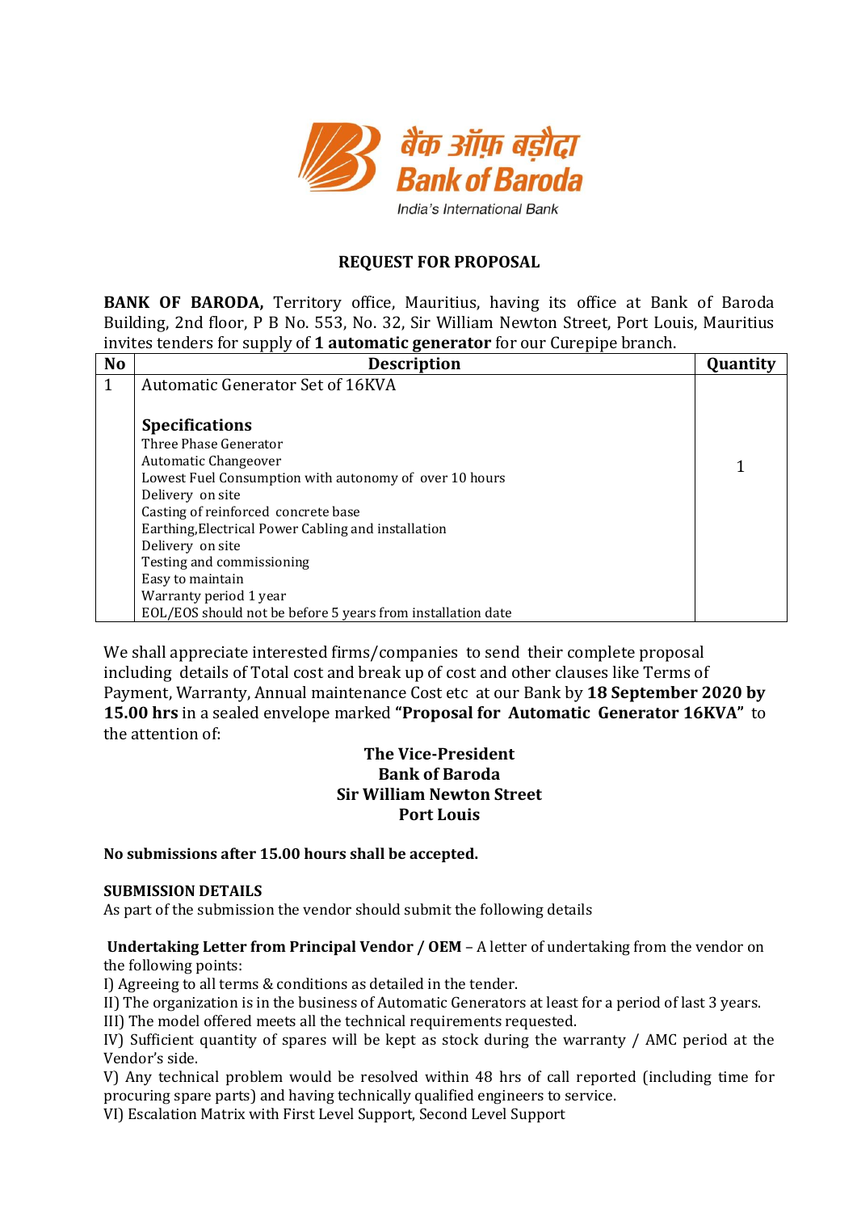बैंक ऑफ़ बड़ौदा
Bank of Baroda
India's International Bank

## REQUEST FOR PROPOSAL

**BANK OF BARODA,** Territory office, Mauritius, having its office at Bank of Baroda Building, 2nd floor, P B No. 553, No. 32, Sir William Newton Street, Port Louis, Mauritius invites tenders for supply of **1 automatic generator** for our Curepipe branch.

| No | Description | Quantity |
|---|---|---|
| 1 | Automatic Generator Set of 16KVA<br><br>**Specifications**<br>Three Phase Generator<br>Automatic Changeover<br>Lowest Fuel Consumption with autonomy of over 10 hours<br>Delivery on site<br>Casting of reinforced concrete base<br>Earthing,Electrical Power Cabling and installation<br>Delivery on site<br>Testing and commissioning<br>Easy to maintain<br>Warranty period 1 year<br>EOL/EOS should not be before 5 years from installation date | 1 |

We shall appreciate interested firms/companies to send their complete proposal including details of Total cost and break up of cost and other clauses like Terms of Payment, Warranty, Annual maintenance Cost etc at our Bank by **18 September 2020 by 15.00 hrs** in a sealed envelope marked **"Proposal for Automatic Generator 16KVA"** to the attention of:

**The Vice-President**
**Bank of Baroda**
**Sir William Newton Street**
**Port Louis**

**No submissions after 15.00 hours shall be accepted.**

**SUBMISSION DETAILS**

As part of the submission the vendor should submit the following details

**Undertaking Letter from Principal Vendor / OEM** – A letter of undertaking from the vendor on the following points:

I) Agreeing to all terms & conditions as detailed in the tender.

II) The organization is in the business of Automatic Generators at least for a period of last 3 years.

III) The model offered meets all the technical requirements requested.

IV) Sufficient quantity of spares will be kept as stock during the warranty / AMC period at the Vendor's side.

V) Any technical problem would be resolved within 48 hrs of call reported (including time for procuring spare parts) and having technically qualified engineers to service.

VI) Escalation Matrix with First Level Support, Second Level Support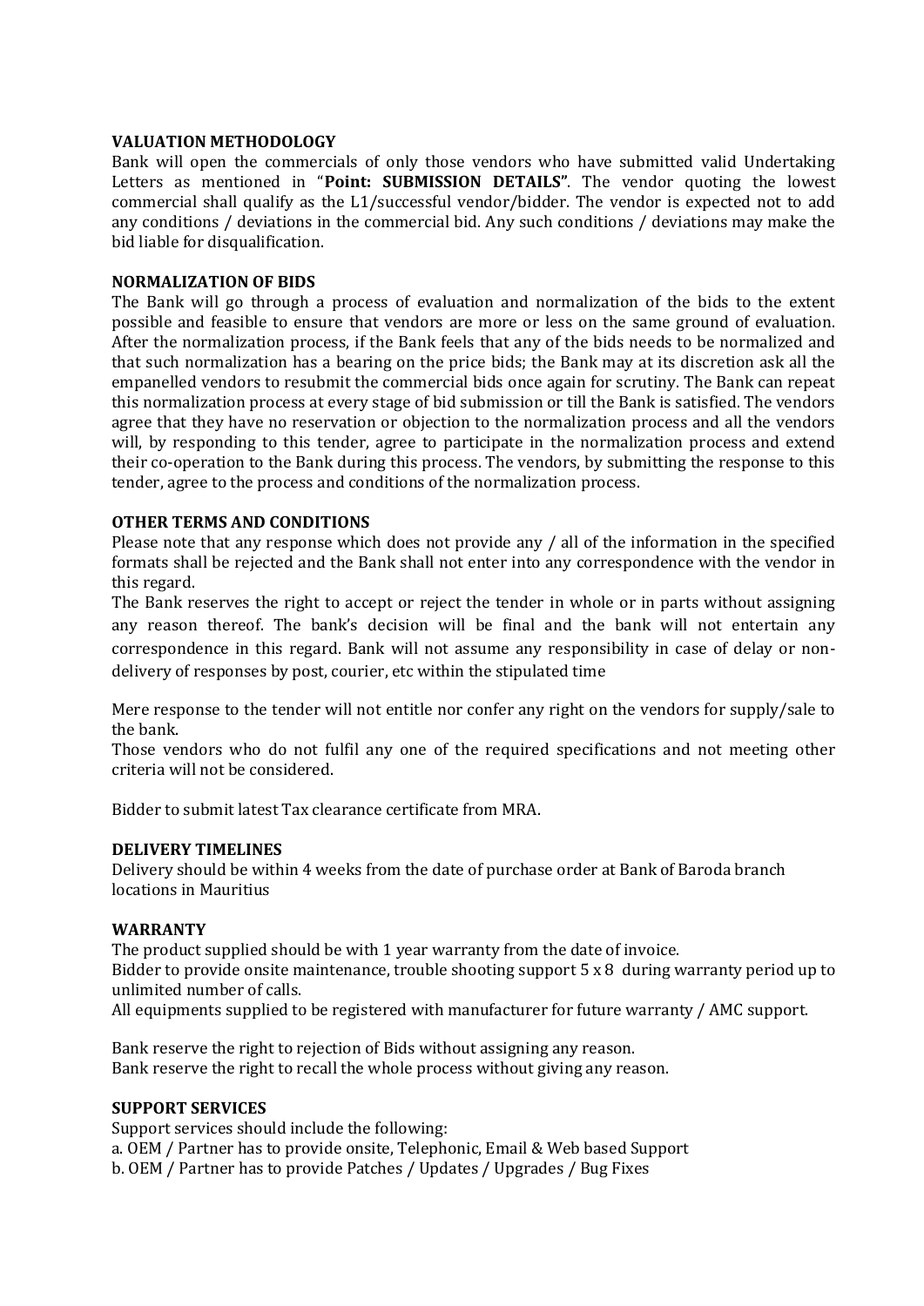**VALUATION METHODOLOGY**

Bank will open the commercials of only those vendors who have submitted valid Undertaking Letters as mentioned in "**Point: SUBMISSION DETAILS"**. The vendor quoting the lowest commercial shall qualify as the L1/successful vendor/bidder. The vendor is expected not to add any conditions / deviations in the commercial bid. Any such conditions / deviations may make the bid liable for disqualification.

**NORMALIZATION OF BIDS**

The Bank will go through a process of evaluation and normalization of the bids to the extent possible and feasible to ensure that vendors are more or less on the same ground of evaluation. After the normalization process, if the Bank feels that any of the bids needs to be normalized and that such normalization has a bearing on the price bids; the Bank may at its discretion ask all the empanelled vendors to resubmit the commercial bids once again for scrutiny. The Bank can repeat this normalization process at every stage of bid submission or till the Bank is satisfied. The vendors agree that they have no reservation or objection to the normalization process and all the vendors will, by responding to this tender, agree to participate in the normalization process and extend their co-operation to the Bank during this process. The vendors, by submitting the response to this tender, agree to the process and conditions of the normalization process.

**OTHER TERMS AND CONDITIONS**

Please note that any response which does not provide any / all of the information in the specified formats shall be rejected and the Bank shall not enter into any correspondence with the vendor in this regard.

The Bank reserves the right to accept or reject the tender in whole or in parts without assigning any reason thereof. The bank's decision will be final and the bank will not entertain any correspondence in this regard. Bank will not assume any responsibility in case of delay or non-delivery of responses by post, courier, etc within the stipulated time

Mere response to the tender will not entitle nor confer any right on the vendors for supply/sale to the bank.

Those vendors who do not fulfil any one of the required specifications and not meeting other criteria will not be considered.

Bidder to submit latest Tax clearance certificate from MRA.

**DELIVERY TIMELINES**

Delivery should be within 4 weeks from the date of purchase order at Bank of Baroda branch locations in Mauritius

**WARRANTY**

The product supplied should be with 1 year warranty from the date of invoice.

Bidder to provide onsite maintenance, trouble shooting support 5 x 8 during warranty period up to unlimited number of calls.

All equipments supplied to be registered with manufacturer for future warranty / AMC support.

Bank reserve the right to rejection of Bids without assigning any reason.

Bank reserve the right to recall the whole process without giving any reason.

**SUPPORT SERVICES**

Support services should include the following:

a. OEM / Partner has to provide onsite, Telephonic, Email & Web based Support

b. OEM / Partner has to provide Patches / Updates / Upgrades / Bug Fixes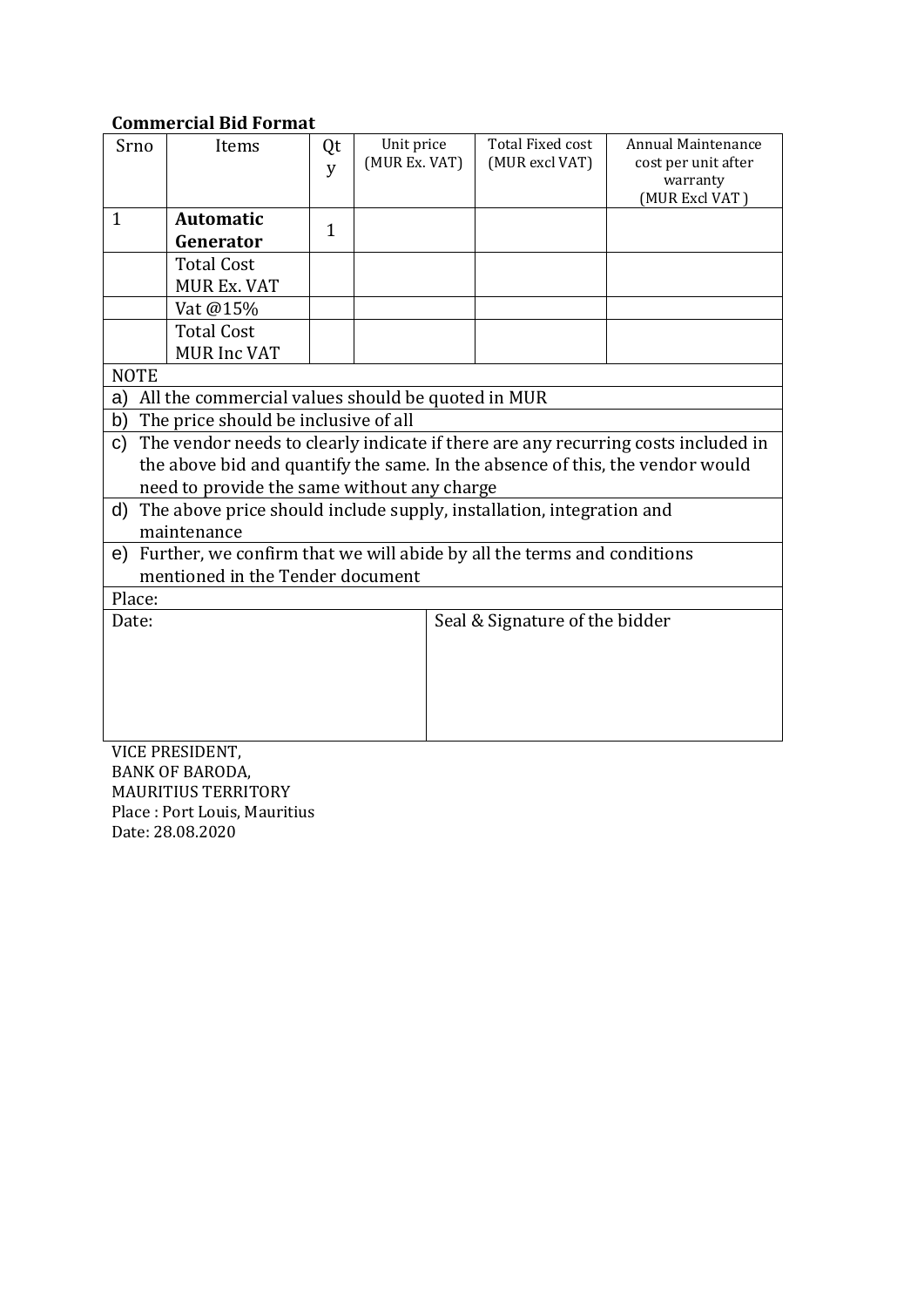**Commercial Bid Format**

| Srno | Items | Qty | Unit price (MUR Ex. VAT) | Total Fixed cost (MUR excl VAT) | Annual Maintenance cost per unit after warranty (MUR Excl VAT ) |
|---|---|---|---|---|---|
| 1 | **Automatic Generator** | 1 | | | |
| | Total Cost MUR Ex. VAT | | | | |
| | Vat @15% | | | | |
| | Total Cost MUR Inc VAT | | | | |

NOTE

a) All the commercial values should be quoted in MUR

b) The price should be inclusive of all

c) The vendor needs to clearly indicate if there are any recurring costs included in the above bid and quantify the same. In the absence of this, the vendor would need to provide the same without any charge

d) The above price should include supply, installation, integration and maintenance

e) Further, we confirm that we will abide by all the terms and conditions mentioned in the Tender document

Place:

Date:

Seal & Signature of the bidder

VICE PRESIDENT,
BANK OF BARODA,
MAURITIUS TERRITORY
Place : Port Louis, Mauritius
Date: 28.08.2020